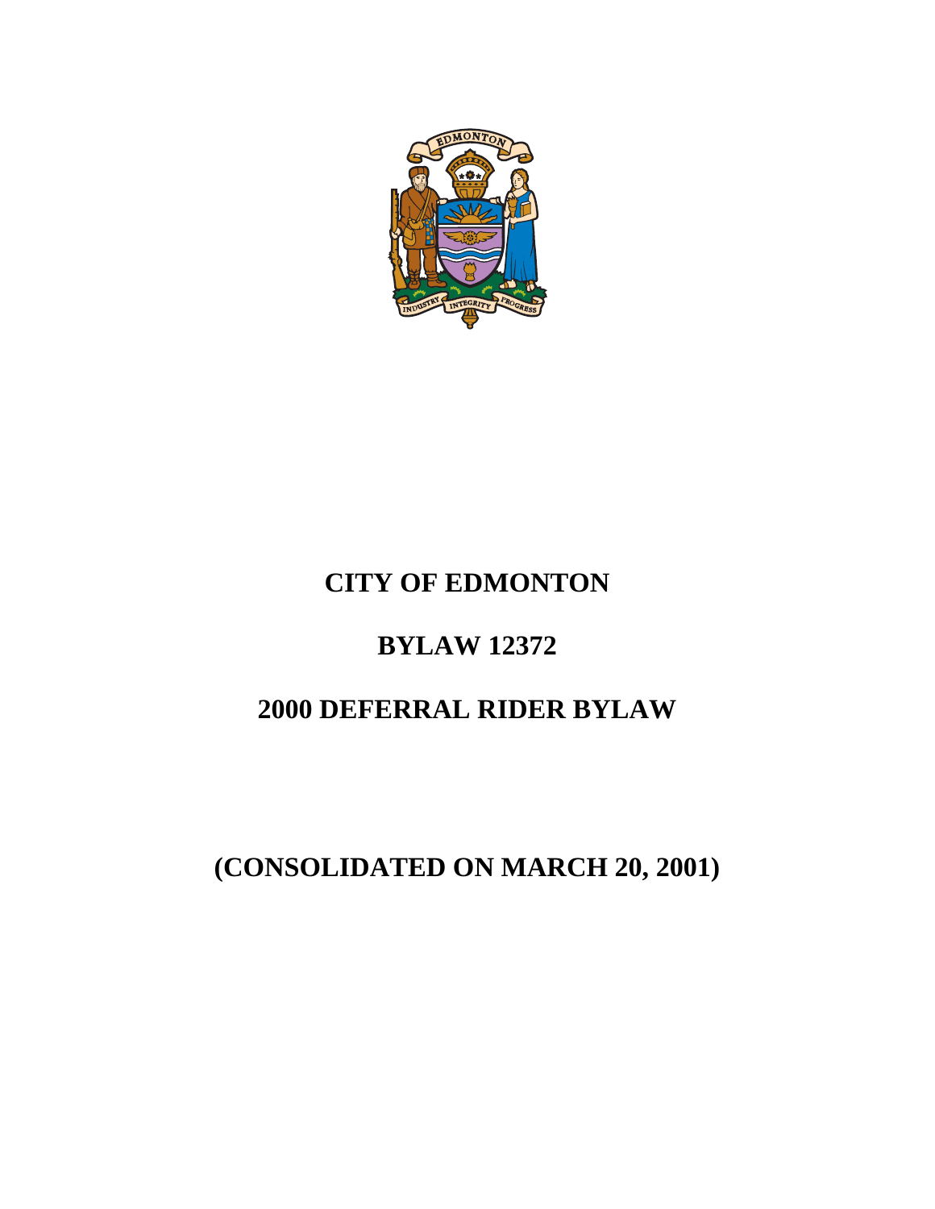# CITY OF EDMONTON

# BYLAW 12372

# 2000 DEFERRAL RIDER BYLAW

# (CONSOLIDATED ON MARCH 20, 2001)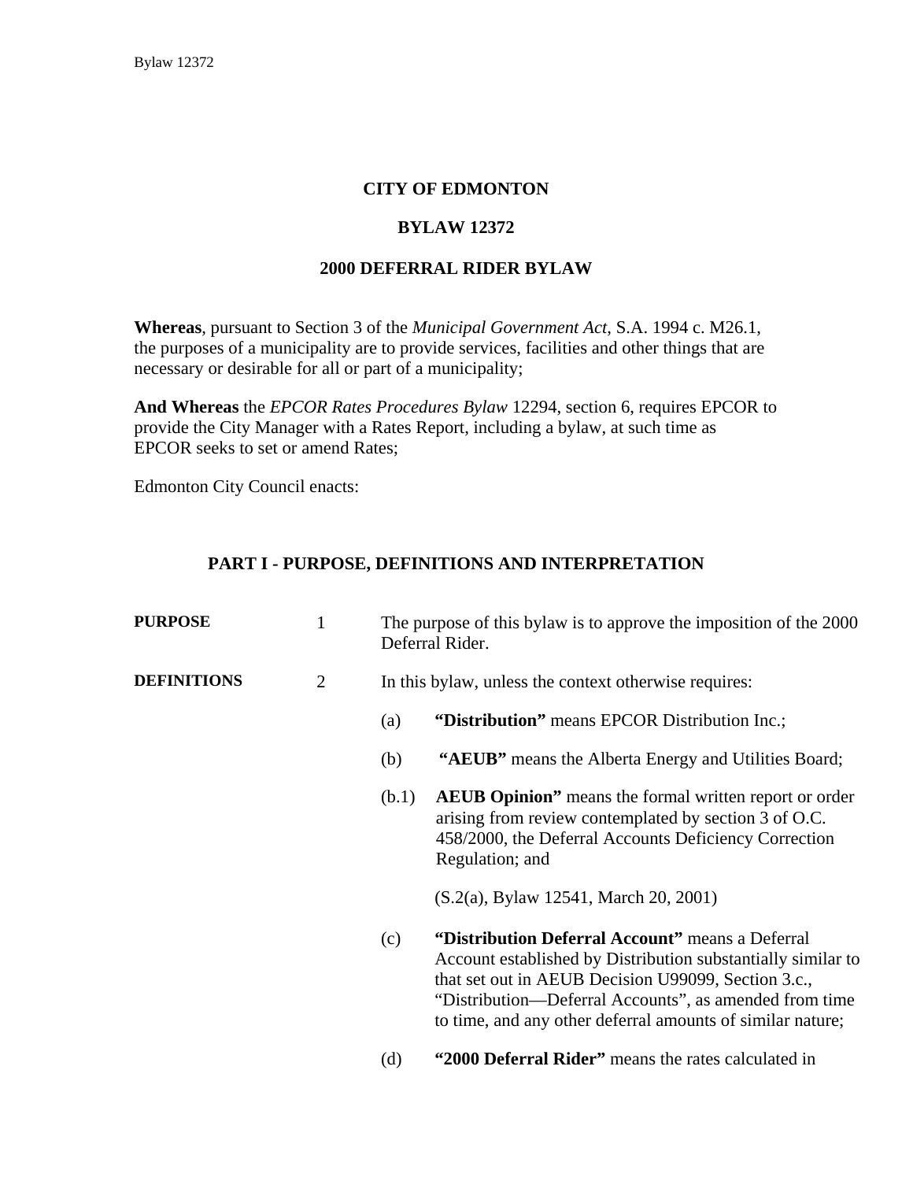# CITY OF EDMONTON

## BYLAW 12372

## 2000 DEFERRAL RIDER BYLAW

**Whereas**, pursuant to Section 3 of the *Municipal Government Act*, S.A. 1994 c. M26.1, the purposes of a municipality are to provide services, facilities and other things that are necessary or desirable for all or part of a municipality;

**And Whereas** the *EPCOR Rates Procedures Bylaw* 12294, section 6, requires EPCOR to provide the City Manager with a Rates Report, including a bylaw, at such time as EPCOR seeks to set or amend Rates;

Edmonton City Council enacts:

### PART I - PURPOSE, DEFINITIONS AND INTERPRETATION

**PURPOSE** 1 The purpose of this bylaw is to approve the imposition of the 2000 Deferral Rider.

**DEFINITIONS** 2 In this bylaw, unless the context otherwise requires:

(a) **"Distribution"** means EPCOR Distribution Inc.;

(b) **"AEUB"** means the Alberta Energy and Utilities Board;

(b.1) **AEUB Opinion"** means the formal written report or order arising from review contemplated by section 3 of O.C. 458/2000, the Deferral Accounts Deficiency Correction Regulation; and

(S.2(a), Bylaw 12541, March 20, 2001)

(c) **"Distribution Deferral Account"** means a Deferral Account established by Distribution substantially similar to that set out in AEUB Decision U99099, Section 3.c., "Distribution—Deferral Accounts", as amended from time to time, and any other deferral amounts of similar nature;

(d) **"2000 Deferral Rider"** means the rates calculated in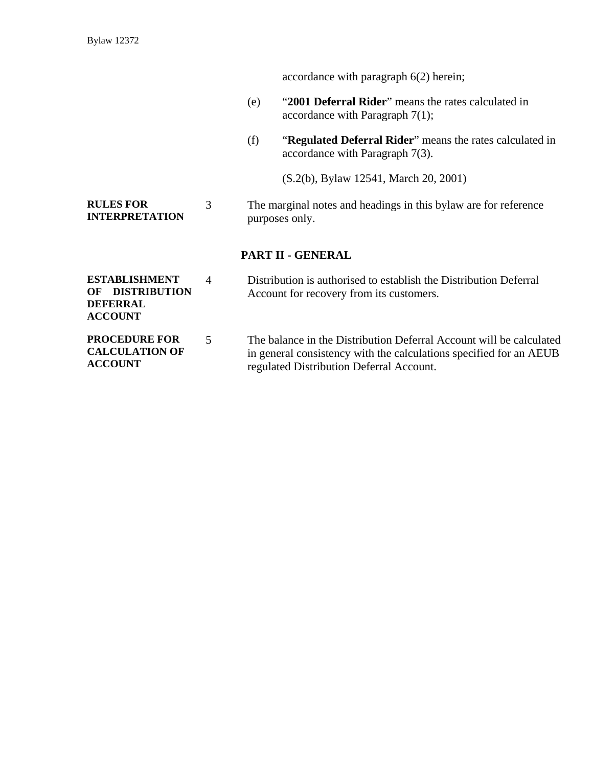accordance with paragraph 6(2) herein;

(e) "**2001 Deferral Rider**" means the rates calculated in accordance with Paragraph 7(1);

(f) "**Regulated Deferral Rider**" means the rates calculated in accordance with Paragraph 7(3).

(S.2(b), Bylaw 12541, March 20, 2001)

**RULES FOR INTERPRETATION**

3 The marginal notes and headings in this bylaw are for reference purposes only.

## PART II - GENERAL

**ESTABLISHMENT OF DISTRIBUTION DEFERRAL ACCOUNT**

4 Distribution is authorised to establish the Distribution Deferral Account for recovery from its customers.

**PROCEDURE FOR CALCULATION OF ACCOUNT**

5 The balance in the Distribution Deferral Account will be calculated in general consistency with the calculations specified for an AEUB regulated Distribution Deferral Account.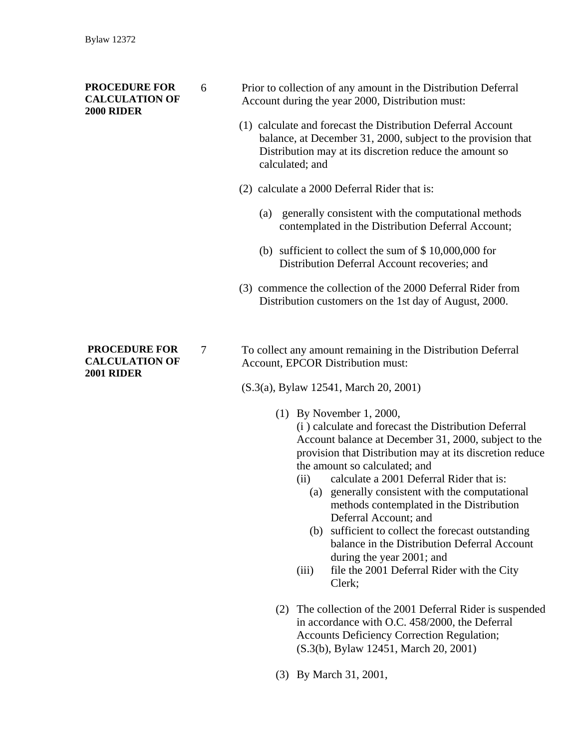**PROCEDURE FOR CALCULATION OF 2000 RIDER**

6 Prior to collection of any amount in the Distribution Deferral Account during the year 2000, Distribution must:

(1) calculate and forecast the Distribution Deferral Account balance, at December 31, 2000, subject to the provision that Distribution may at its discretion reduce the amount so calculated; and

(2) calculate a 2000 Deferral Rider that is:

(a) generally consistent with the computational methods contemplated in the Distribution Deferral Account;

(b) sufficient to collect the sum of $ 10,000,000 for Distribution Deferral Account recoveries; and

(3) commence the collection of the 2000 Deferral Rider from Distribution customers on the 1st day of August, 2000.

**PROCEDURE FOR CALCULATION OF 2001 RIDER**

7 To collect any amount remaining in the Distribution Deferral Account, EPCOR Distribution must:

(S.3(a), Bylaw 12541, March 20, 2001)

(1) By November 1, 2000,
(i ) calculate and forecast the Distribution Deferral Account balance at December 31, 2000, subject to the provision that Distribution may at its discretion reduce the amount so calculated; and
(ii) calculate a 2001 Deferral Rider that is:
(a) generally consistent with the computational methods contemplated in the Distribution Deferral Account; and
(b) sufficient to collect the forecast outstanding balance in the Distribution Deferral Account during the year 2001; and
(iii) file the 2001 Deferral Rider with the City Clerk;

(2) The collection of the 2001 Deferral Rider is suspended in accordance with O.C. 458/2000, the Deferral Accounts Deficiency Correction Regulation;
(S.3(b), Bylaw 12451, March 20, 2001)

(3) By March 31, 2001,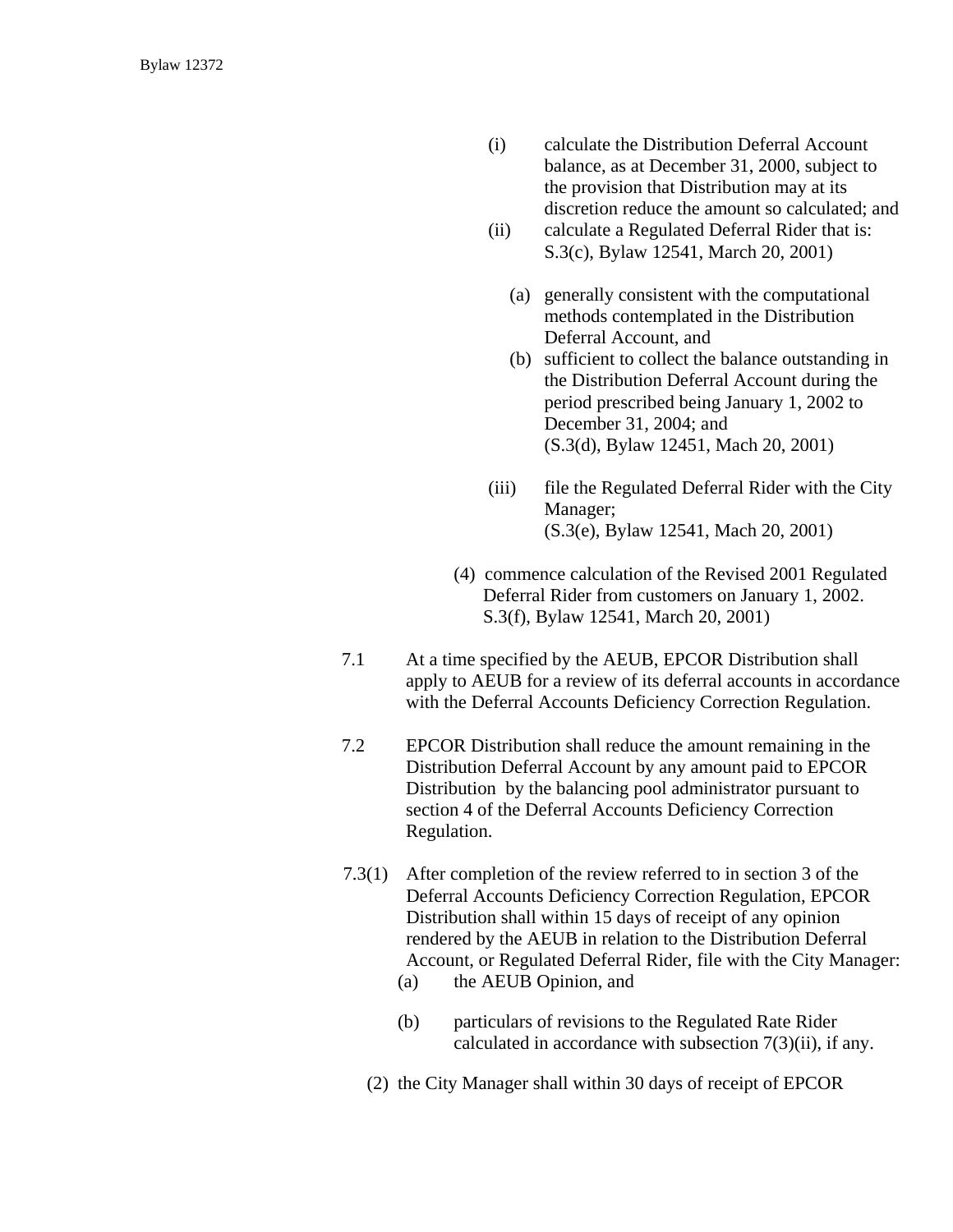(i) calculate the Distribution Deferral Account balance, as at December 31, 2000, subject to the provision that Distribution may at its discretion reduce the amount so calculated; and

(ii) calculate a Regulated Deferral Rider that is: S.3(c), Bylaw 12541, March 20, 2001)

(a) generally consistent with the computational methods contemplated in the Distribution Deferral Account, and

(b) sufficient to collect the balance outstanding in the Distribution Deferral Account during the period prescribed being January 1, 2002 to December 31, 2004; and (S.3(d), Bylaw 12451, Mach 20, 2001)

(iii) file the Regulated Deferral Rider with the City Manager; (S.3(e), Bylaw 12541, Mach 20, 2001)

(4) commence calculation of the Revised 2001 Regulated Deferral Rider from customers on January 1, 2002. S.3(f), Bylaw 12541, March 20, 2001)

7.1 At a time specified by the AEUB, EPCOR Distribution shall apply to AEUB for a review of its deferral accounts in accordance with the Deferral Accounts Deficiency Correction Regulation.

7.2 EPCOR Distribution shall reduce the amount remaining in the Distribution Deferral Account by any amount paid to EPCOR Distribution by the balancing pool administrator pursuant to section 4 of the Deferral Accounts Deficiency Correction Regulation.

7.3(1) After completion of the review referred to in section 3 of the Deferral Accounts Deficiency Correction Regulation, EPCOR Distribution shall within 15 days of receipt of any opinion rendered by the AEUB in relation to the Distribution Deferral Account, or Regulated Deferral Rider, file with the City Manager:

(a) the AEUB Opinion, and

(b) particulars of revisions to the Regulated Rate Rider calculated in accordance with subsection 7(3)(ii), if any.

(2) the City Manager shall within 30 days of receipt of EPCOR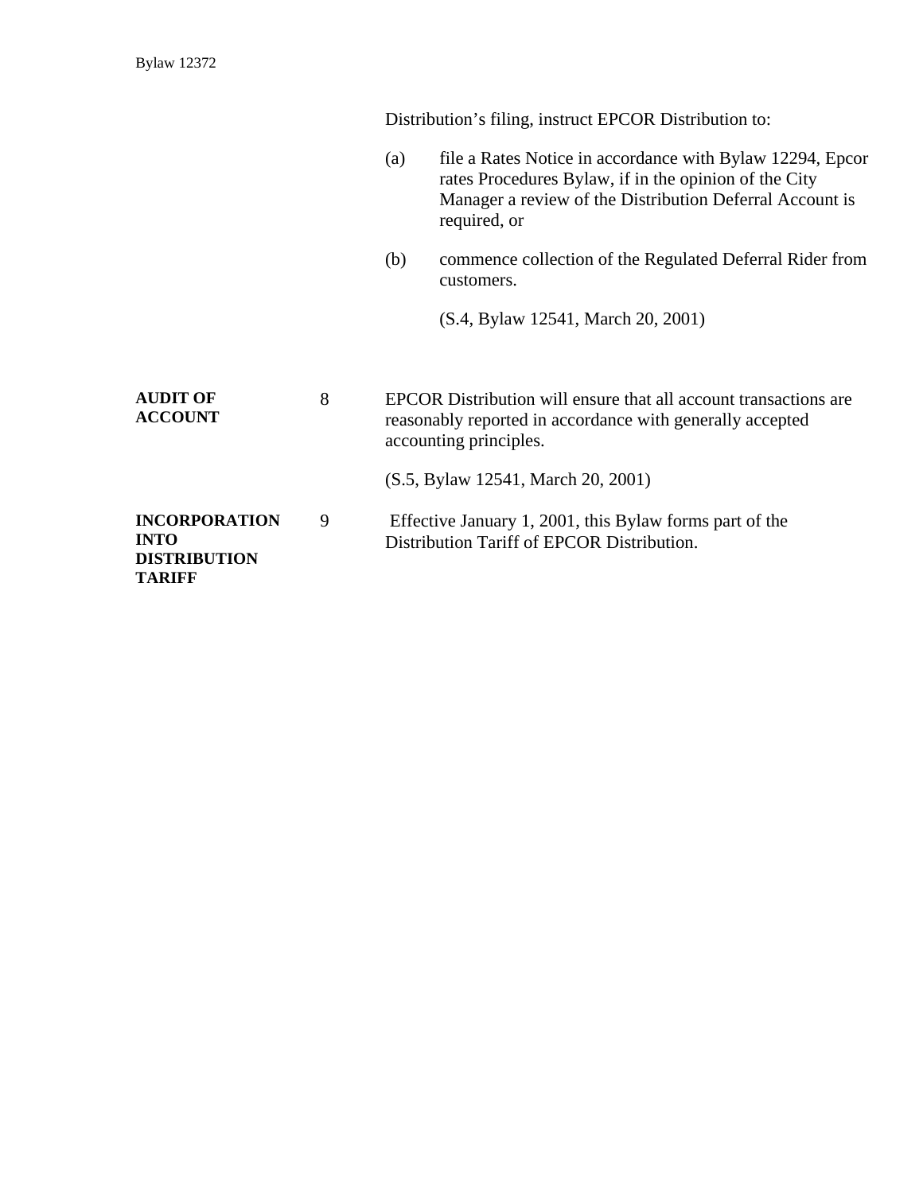Distribution's filing, instruct EPCOR Distribution to:

(a) file a Rates Notice in accordance with Bylaw 12294, Epcor rates Procedures Bylaw, if in the opinion of the City Manager a review of the Distribution Deferral Account is required, or

(b) commence collection of the Regulated Deferral Rider from customers.

(S.4, Bylaw 12541, March 20, 2001)

**AUDIT OF ACCOUNT**

8 EPCOR Distribution will ensure that all account transactions are reasonably reported in accordance with generally accepted accounting principles.

(S.5, Bylaw 12541, March 20, 2001)

**INCORPORATION INTO DISTRIBUTION TARIFF**

9 Effective January 1, 2001, this Bylaw forms part of the Distribution Tariff of EPCOR Distribution.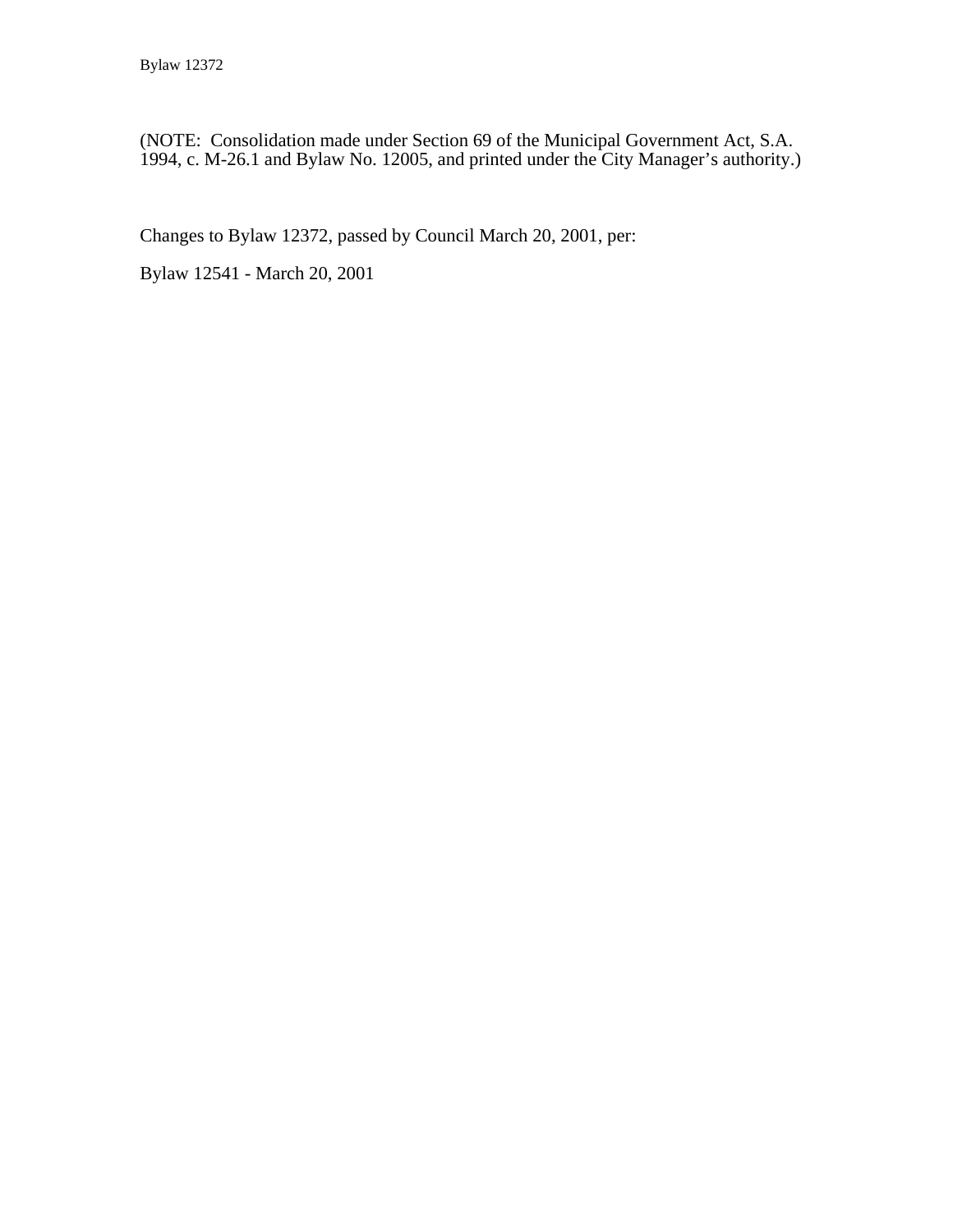(NOTE: Consolidation made under Section 69 of the Municipal Government Act, S.A. 1994, c. M-26.1 and Bylaw No. 12005, and printed under the City Manager's authority.)

Changes to Bylaw 12372, passed by Council March 20, 2001, per:

Bylaw 12541 - March 20, 2001